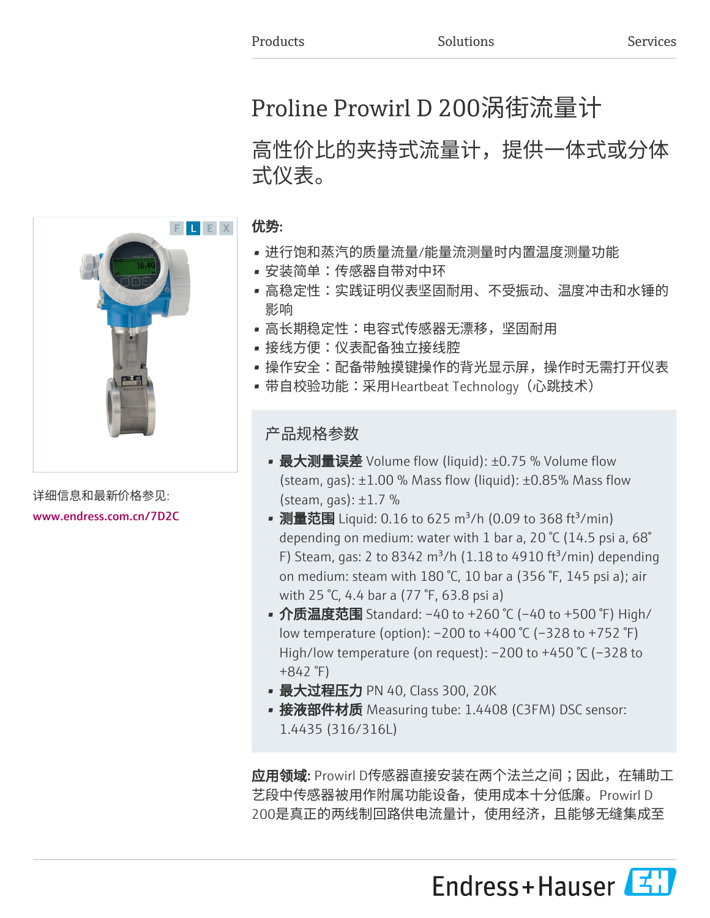Products Solutions Services

# Proline Prowirl D 200涡街流量计

## 高性价比的夹持式流量计，提供一体式或分体式仪表。

详细信息和最新价格参见:

www.endress.com.cn/7D2C

**优势:**

- 进行饱和蒸汽的质量流量/能量流测量时内置温度测量功能
- 安装简单：传感器自带对中环
- 高稳定性：实践证明仪表坚固耐用、不受振动、温度冲击和水锤的影响
- 高长期稳定性：电容式传感器无漂移，坚固耐用
- 接线方便：仪表配备独立接线腔
- 操作安全：配备带触摸键操作的背光显示屏，操作时无需打开仪表
- 带自校验功能：采用Heartbeat Technology（心跳技术）

### 产品规格参数

- **最大测量误差** Volume flow (liquid): ±0.75 % Volume flow (steam, gas): ±1.00 % Mass flow (liquid): ±0.85% Mass flow (steam, gas): ±1.7 %
- **测量范围** Liquid: 0.16 to 625 m³/h (0.09 to 368 ft³/min) depending on medium: water with 1 bar a, 20 °C (14.5 psi a, 68° F) Steam, gas: 2 to 8342 m³/h (1.18 to 4910 ft³/min) depending on medium: steam with 180 °C, 10 bar a (356 °F, 145 psi a); air with 25 °C, 4.4 bar a (77 °F, 63.8 psi a)
- **介质温度范围** Standard: –40 to +260 °C (–40 to +500 °F) High/low temperature (option): –200 to +400 °C (–328 to +752 °F) High/low temperature (on request): –200 to +450 °C (–328 to +842 °F)
- **最大过程压力** PN 40, Class 300, 20K
- **接液部件材质** Measuring tube: 1.4408 (C3FM) DSC sensor: 1.4435 (316/316L)

**应用领域:** Prowirl D传感器直接安装在两个法兰之间；因此，在辅助工艺段中传感器被用作附属功能设备，使用成本十分低廉。Prowirl D 200是真正的两线制回路供电流量计，使用经济，且能够无缝集成至

Endress+Hauser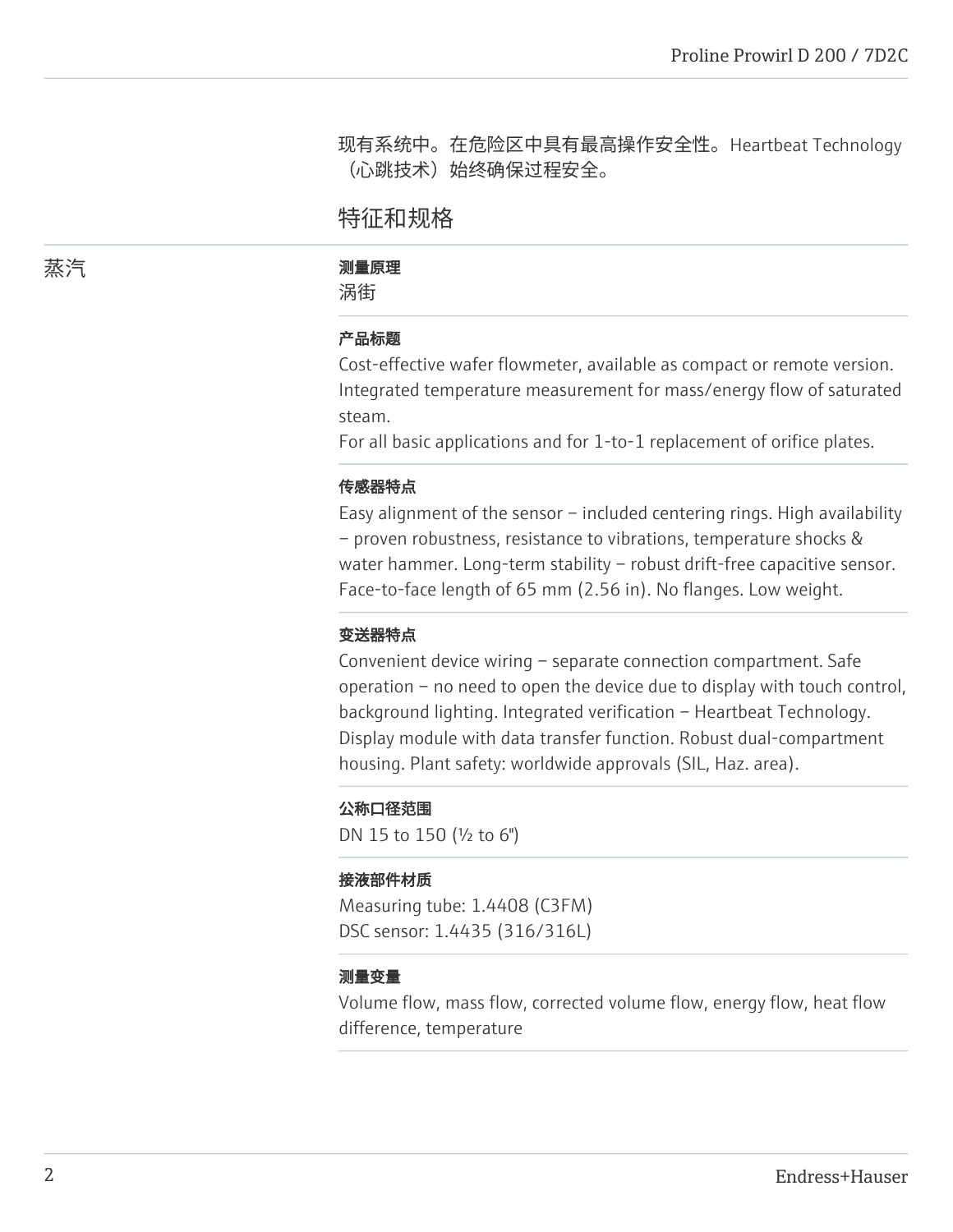现有系统中。在危险区中具有最高操作安全性。Heartbeat Technology（心跳技术）始终确保过程安全。

## 特征和规格

### 蒸汽

**测量原理**

涡街

**产品标题**

Cost-effective wafer flowmeter, available as compact or remote version. Integrated temperature measurement for mass/energy flow of saturated steam.
For all basic applications and for 1-to-1 replacement of orifice plates.

**传感器特点**

Easy alignment of the sensor – included centering rings. High availability – proven robustness, resistance to vibrations, temperature shocks & water hammer. Long-term stability – robust drift-free capacitive sensor. Face-to-face length of 65 mm (2.56 in). No flanges. Low weight.

**变送器特点**

Convenient device wiring – separate connection compartment. Safe operation – no need to open the device due to display with touch control, background lighting. Integrated verification – Heartbeat Technology. Display module with data transfer function. Robust dual-compartment housing. Plant safety: worldwide approvals (SIL, Haz. area).

**公称口径范围**

DN 15 to 150 (½ to 6")

**接液部件材质**

Measuring tube: 1.4408 (C3FM)
DSC sensor: 1.4435 (316/316L)

**测量变量**

Volume flow, mass flow, corrected volume flow, energy flow, heat flow difference, temperature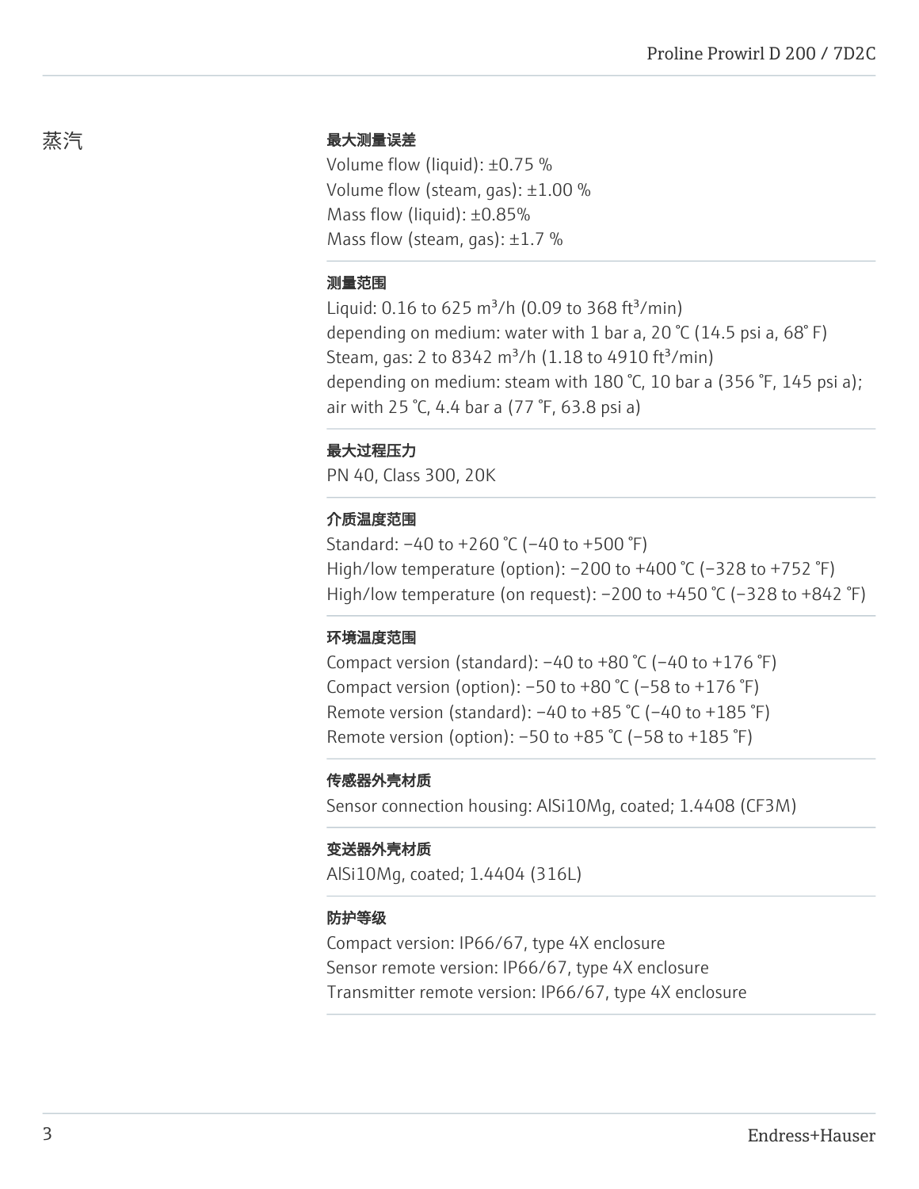# 蒸汽

### 最大测量误差

Volume flow (liquid): ±0.75 %
Volume flow (steam, gas): ±1.00 %
Mass flow (liquid): ±0.85%
Mass flow (steam, gas): ±1.7 %

### 测量范围

Liquid: 0.16 to 625 $m^3/h$ (0.09 to 368 $ft^3/min$)
depending on medium: water with 1 bar a, 20 °C (14.5 psi a, 68° F)
Steam, gas: 2 to 8342 $m^3/h$ (1.18 to 4910 $ft^3/min$)
depending on medium: steam with 180 °C, 10 bar a (356 °F, 145 psi a);
air with 25 °C, 4.4 bar a (77 °F, 63.8 psi a)

### 最大过程压力

PN 40, Class 300, 20K

### 介质温度范围

Standard: −40 to +260 °C (−40 to +500 °F)
High/low temperature (option): −200 to +400 °C (−328 to +752 °F)
High/low temperature (on request): −200 to +450 °C (−328 to +842 °F)

### 环境温度范围

Compact version (standard): −40 to +80 °C (−40 to +176 °F)
Compact version (option): −50 to +80 °C (−58 to +176 °F)
Remote version (standard): −40 to +85 °C (−40 to +185 °F)
Remote version (option): −50 to +85 °C (−58 to +185 °F)

### 传感器外壳材质

Sensor connection housing: AlSi10Mg, coated; 1.4408 (CF3M)

### 变送器外壳材质

AlSi10Mg, coated; 1.4404 (316L)

### 防护等级

Compact version: IP66/67, type 4X enclosure
Sensor remote version: IP66/67, type 4X enclosure
Transmitter remote version: IP66/67, type 4X enclosure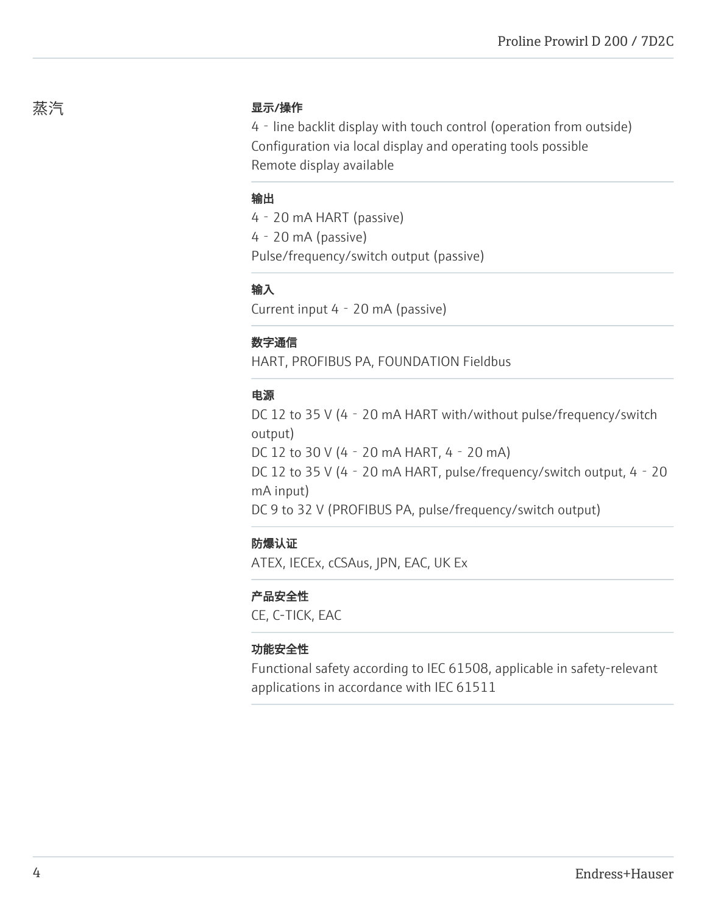蒸汽

**显示/操作**

4‐line backlit display with touch control (operation from outside)
Configuration via local display and operating tools possible
Remote display available

**输出**

4‐20 mA HART (passive)
4‐20 mA (passive)
Pulse/frequency/switch output (passive)

**输入**

Current input 4‐20 mA (passive)

**数字通信**

HART, PROFIBUS PA, FOUNDATION Fieldbus

**电源**

DC 12 to 35 V (4‐20 mA HART with/without pulse/frequency/switch output)
DC 12 to 30 V (4‐20 mA HART, 4‐20 mA)
DC 12 to 35 V (4‐20 mA HART, pulse/frequency/switch output, 4‐20 mA input)
DC 9 to 32 V (PROFIBUS PA, pulse/frequency/switch output)

**防爆认证**

ATEX, IECEx, cCSAus, JPN, EAC, UK Ex

**产品安全性**

CE, C-TICK, EAC

**功能安全性**

Functional safety according to IEC 61508, applicable in safety-relevant applications in accordance with IEC 61511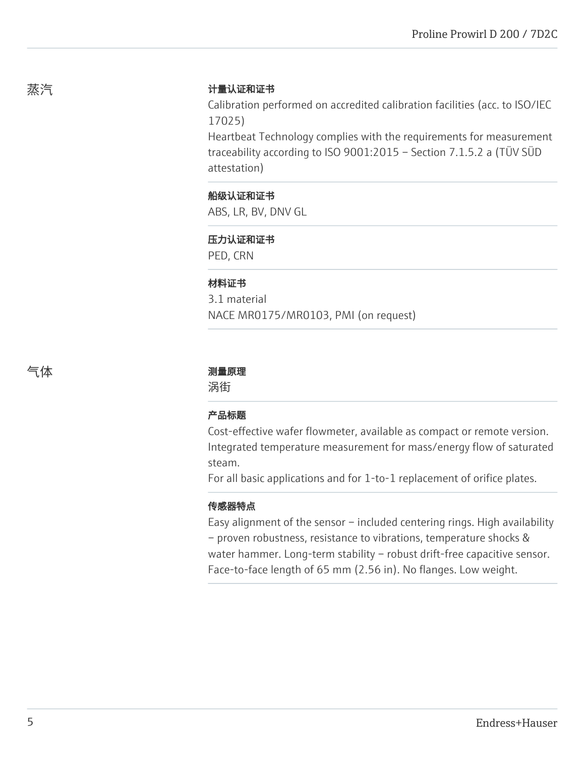## 蒸汽

**计量认证和证书**

Calibration performed on accredited calibration facilities (acc. to ISO/IEC 17025)
Heartbeat Technology complies with the requirements for measurement traceability according to ISO 9001:2015 – Section 7.1.5.2 a (TÜV SÜD attestation)

**船级认证和证书**

ABS, LR, BV, DNV GL

**压力认证和证书**

PED, CRN

**材料证书**

3.1 material
NACE MR0175/MR0103, PMI (on request)

## 气体

**测量原理**

涡街

**产品标题**

Cost-effective wafer flowmeter, available as compact or remote version.
Integrated temperature measurement for mass/energy flow of saturated steam.
For all basic applications and for 1-to-1 replacement of orifice plates.

**传感器特点**

Easy alignment of the sensor – included centering rings. High availability – proven robustness, resistance to vibrations, temperature shocks & water hammer. Long-term stability – robust drift-free capacitive sensor. Face-to-face length of 65 mm (2.56 in). No flanges. Low weight.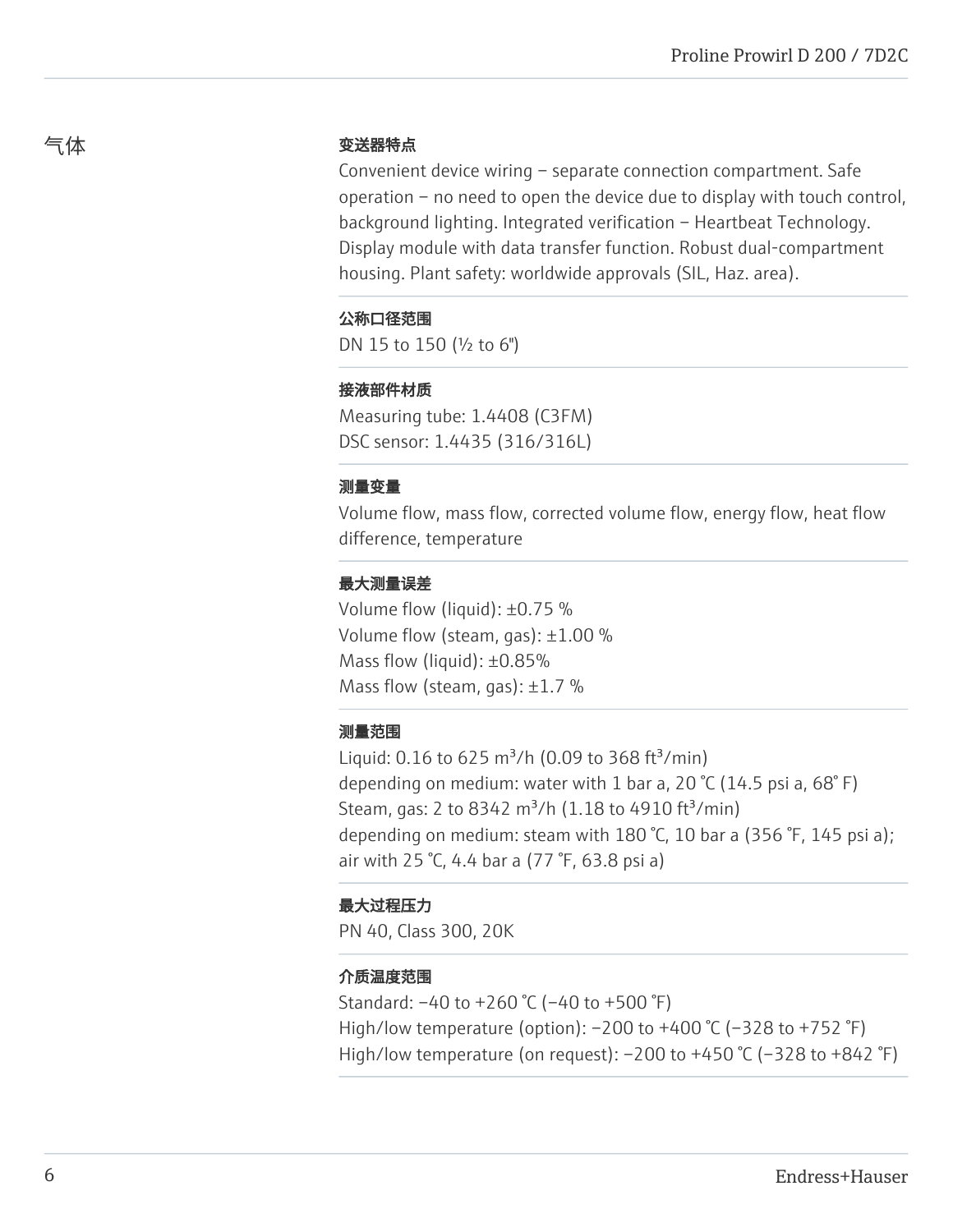## 气体

### 变送器特点

Convenient device wiring – separate connection compartment. Safe operation – no need to open the device due to display with touch control, background lighting. Integrated verification – Heartbeat Technology. Display module with data transfer function. Robust dual-compartment housing. Plant safety: worldwide approvals (SIL, Haz. area).

### 公称口径范围

DN 15 to 150 (½ to 6")

### 接液部件材质

Measuring tube: 1.4408 (C3FM)
DSC sensor: 1.4435 (316/316L)

### 测量变量

Volume flow, mass flow, corrected volume flow, energy flow, heat flow difference, temperature

### 最大测量误差

Volume flow (liquid): ±0.75 %
Volume flow (steam, gas): ±1.00 %
Mass flow (liquid): ±0.85%
Mass flow (steam, gas): ±1.7 %

### 测量范围

Liquid: 0.16 to 625 $m^3/h$ (0.09 to 368 $ft^3/min$)
depending on medium: water with 1 bar a, 20 °C (14.5 psi a, 68° F)
Steam, gas: 2 to 8342 $m^3/h$ (1.18 to 4910 $ft^3/min$)
depending on medium: steam with 180 °C, 10 bar a (356 °F, 145 psi a); air with 25 °C, 4.4 bar a (77 °F, 63.8 psi a)

### 最大过程压力

PN 40, Class 300, 20K

### 介质温度范围

Standard: –40 to +260 °C (–40 to +500 °F)
High/low temperature (option): –200 to +400 °C (–328 to +752 °F)
High/low temperature (on request): –200 to +450 °C (–328 to +842 °F)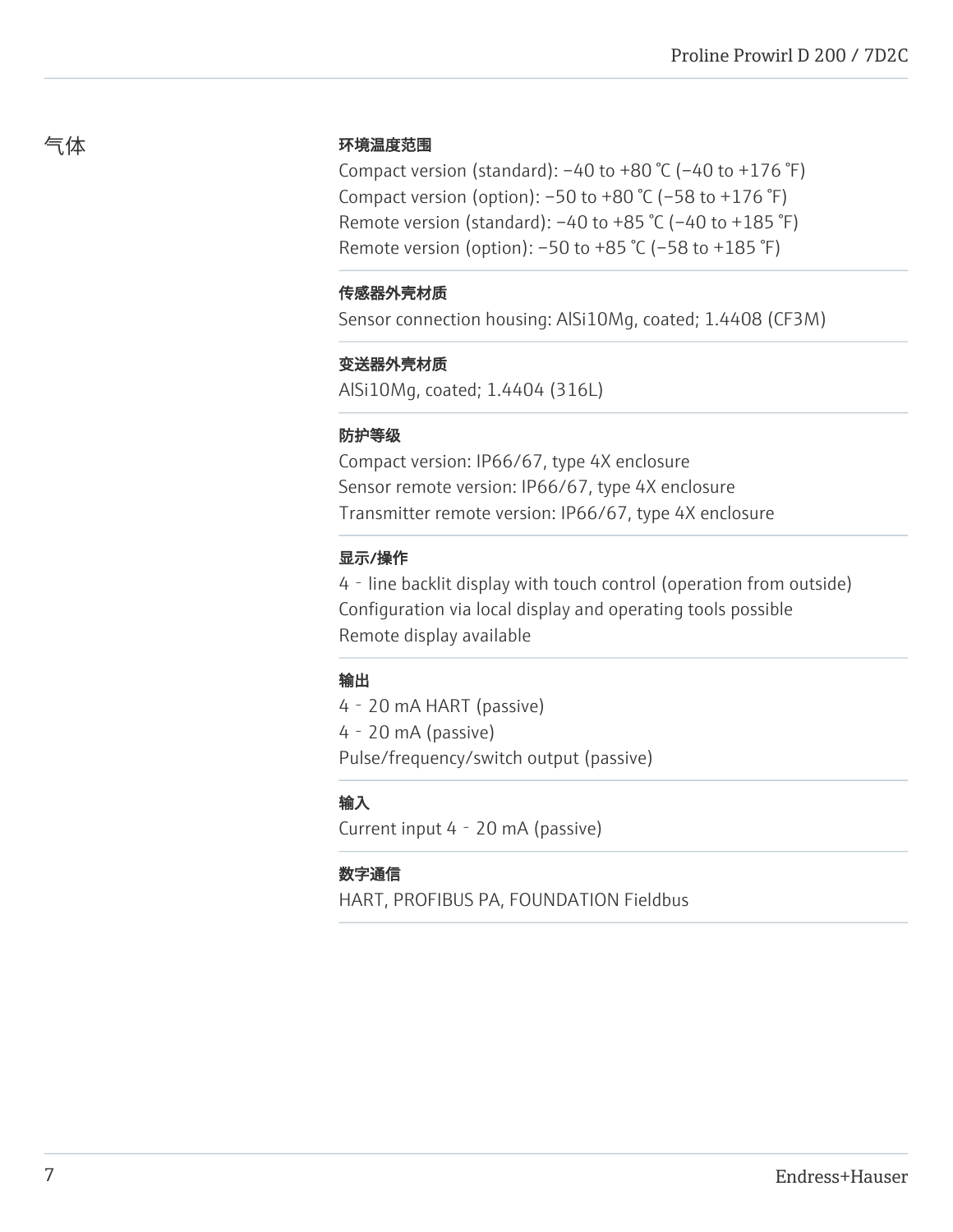## 气体

### 环境温度范围

Compact version (standard): −40 to +80 °C (−40 to +176 °F)
Compact version (option): −50 to +80 °C (−58 to +176 °F)
Remote version (standard): −40 to +85 °C (−40 to +185 °F)
Remote version (option): −50 to +85 °C (−58 to +185 °F)

### 传感器外壳材质

Sensor connection housing: AlSi10Mg, coated; 1.4408 (CF3M)

### 变送器外壳材质

AlSi10Mg, coated; 1.4404 (316L)

### 防护等级

Compact version: IP66/67, type 4X enclosure
Sensor remote version: IP66/67, type 4X enclosure
Transmitter remote version: IP66/67, type 4X enclosure

### 显示/操作

4‐line backlit display with touch control (operation from outside)
Configuration via local display and operating tools possible
Remote display available

### 输出

4‐20 mA HART (passive)
4‐20 mA (passive)
Pulse/frequency/switch output (passive)

### 输入

Current input 4‐20 mA (passive)

### 数字通信

HART, PROFIBUS PA, FOUNDATION Fieldbus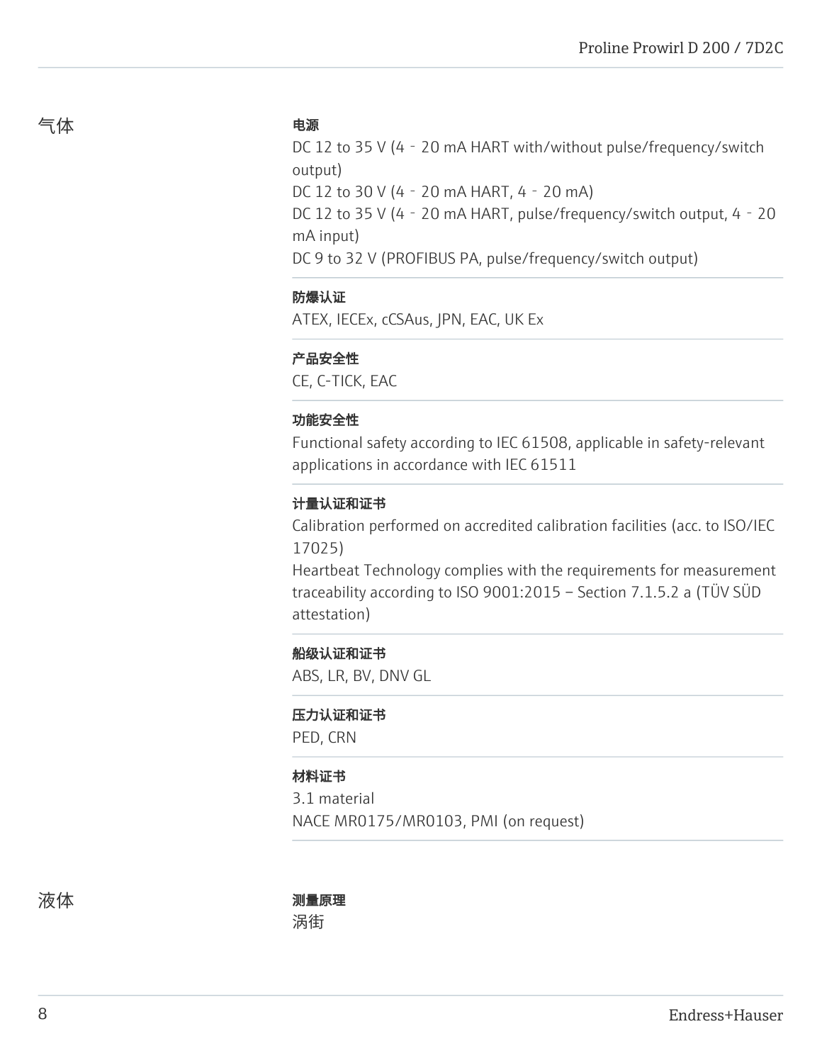## 气体

**电源**

DC 12 to 35 V (4 – 20 mA HART with/without pulse/frequency/switch output)
DC 12 to 30 V (4 – 20 mA HART, 4 – 20 mA)
DC 12 to 35 V (4 – 20 mA HART, pulse/frequency/switch output, 4 – 20 mA input)
DC 9 to 32 V (PROFIBUS PA, pulse/frequency/switch output)

**防爆认证**

ATEX, IECEx, cCSAus, JPN, EAC, UK Ex

**产品安全性**

CE, C-TICK, EAC

**功能安全性**

Functional safety according to IEC 61508, applicable in safety-relevant applications in accordance with IEC 61511

**计量认证和证书**

Calibration performed on accredited calibration facilities (acc. to ISO/IEC 17025)
Heartbeat Technology complies with the requirements for measurement traceability according to ISO 9001:2015 – Section 7.1.5.2 a (TÜV SÜD attestation)

**船级认证和证书**

ABS, LR, BV, DNV GL

**压力认证和证书**

PED, CRN

**材料证书**

3.1 material
NACE MR0175/MR0103, PMI (on request)

## 液体

**测量原理**

涡街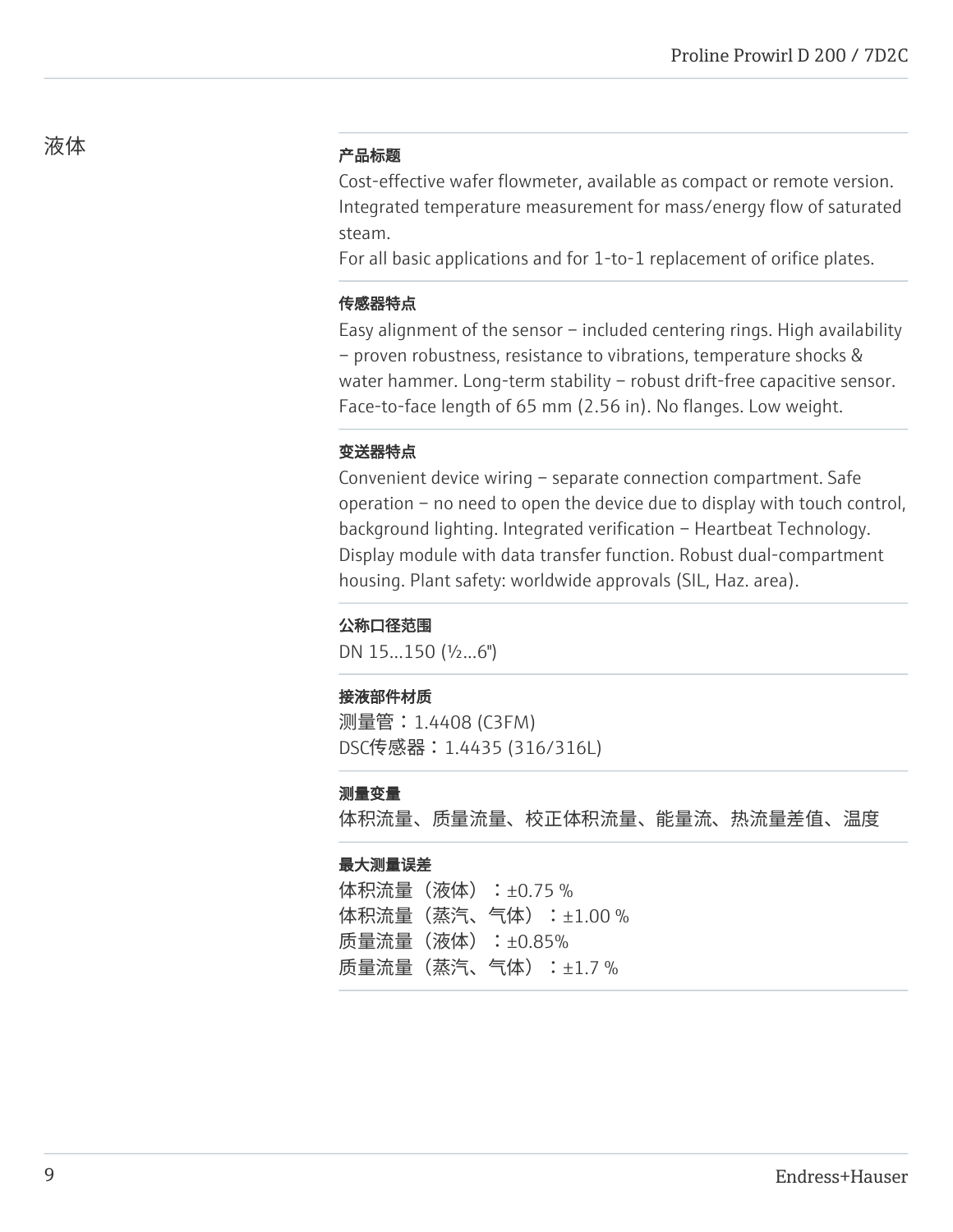## 液体

**产品标题**

Cost-effective wafer flowmeter, available as compact or remote version. Integrated temperature measurement for mass/energy flow of saturated steam.
For all basic applications and for 1-to-1 replacement of orifice plates.

**传感器特点**

Easy alignment of the sensor – included centering rings. High availability – proven robustness, resistance to vibrations, temperature shocks & water hammer. Long-term stability – robust drift-free capacitive sensor. Face-to-face length of 65 mm (2.56 in). No flanges. Low weight.

**变送器特点**

Convenient device wiring – separate connection compartment. Safe operation – no need to open the device due to display with touch control, background lighting. Integrated verification – Heartbeat Technology. Display module with data transfer function. Robust dual-compartment housing. Plant safety: worldwide approvals (SIL, Haz. area).

**公称口径范围**

DN 15...150 (½...6")

**接液部件材质**

测量管：1.4408 (C3FM)
DSC传感器：1.4435 (316/316L)

**测量变量**

体积流量、质量流量、校正体积流量、能量流、热流量差值、温度

**最大测量误差**

体积流量（液体）：±0.75 %
体积流量（蒸汽、气体）：±1.00 %
质量流量（液体）：±0.85%
质量流量（蒸汽、气体）：±1.7 %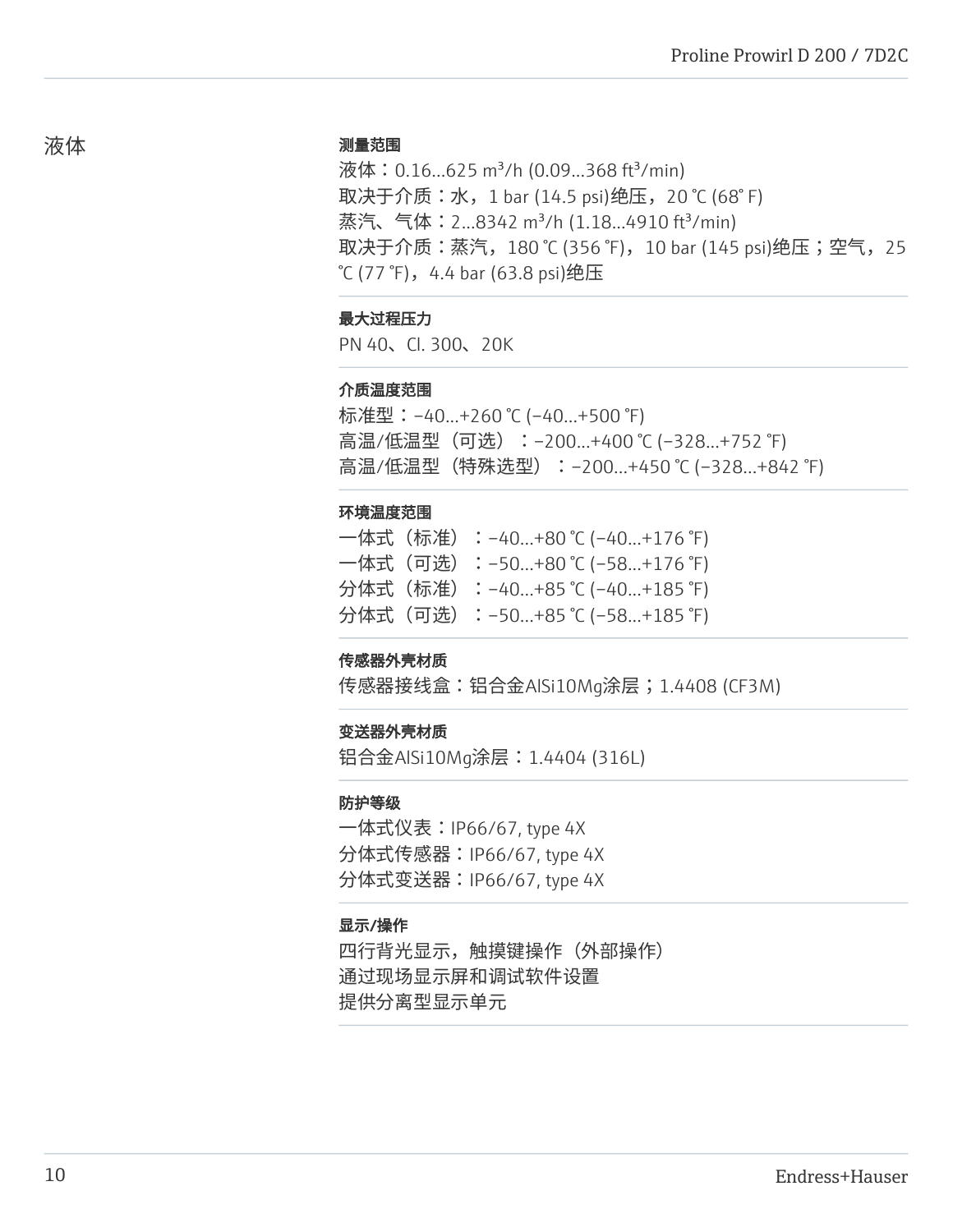## 液体

### 测量范围

液体：0.16...625 m³/h (0.09...368 ft³/min)
取决于介质：水，1 bar (14.5 psi)绝压，20 ℃ (68° F)
蒸汽、气体：2...8342 m³/h (1.18...4910 ft³/min)
取决于介质：蒸汽，180 ℃ (356 ℉)，10 bar (145 psi)绝压；空气，25 ℃ (77 ℉)，4.4 bar (63.8 psi)绝压

### 最大过程压力

PN 40、Cl. 300、20K

### 介质温度范围

标准型：–40...+260 ℃ (–40...+500 ℉)
高温/低温型（可选）：–200...+400 ℃ (–328...+752 ℉)
高温/低温型（特殊选型）：–200...+450 ℃ (–328...+842 ℉)

### 环境温度范围

一体式（标准）：–40...+80 ℃ (–40...+176 ℉)
一体式（可选）：–50...+80 ℃ (–58...+176 ℉)
分体式（标准）：–40...+85 ℃ (–40...+185 ℉)
分体式（可选）：–50...+85 ℃ (–58...+185 ℉)

### 传感器外壳材质

传感器接线盒：铝合金AlSi10Mg涂层；1.4408 (CF3M)

### 变送器外壳材质

铝合金AlSi10Mg涂层：1.4404 (316L)

### 防护等级

一体式仪表：IP66/67, type 4X
分体式传感器：IP66/67, type 4X
分体式变送器：IP66/67, type 4X

### 显示/操作

四行背光显示，触摸键操作（外部操作）
通过现场显示屏和调试软件设置
提供分离型显示单元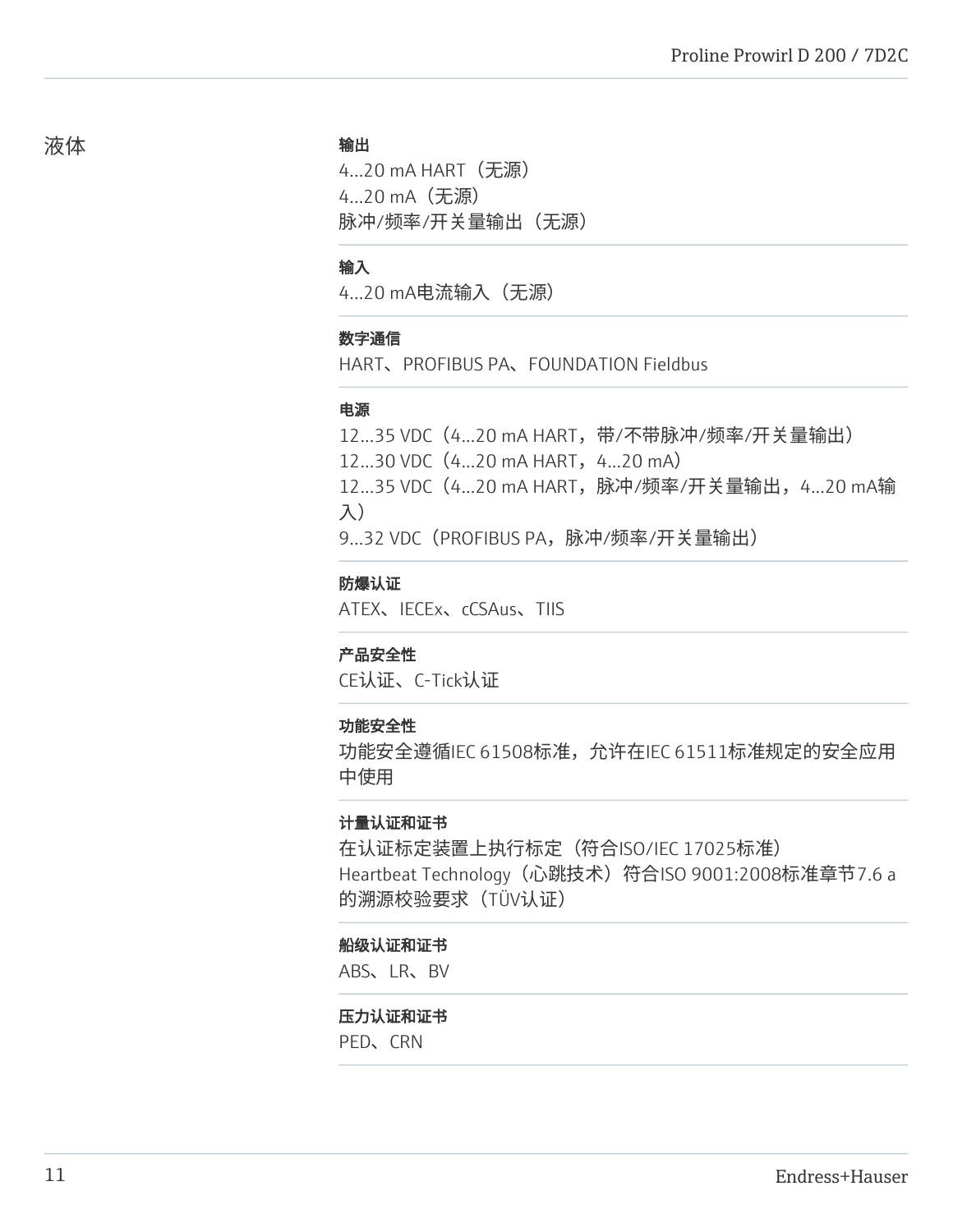## 液体

**输出**

4...20 mA HART（无源）
4...20 mA（无源）
脉冲/频率/开关量输出（无源）

**输入**

4...20 mA电流输入（无源）

**数字通信**

HART、PROFIBUS PA、FOUNDATION Fieldbus

**电源**

12...35 VDC（4...20 mA HART，带/不带脉冲/频率/开关量输出）
12...30 VDC（4...20 mA HART，4...20 mA）
12...35 VDC（4...20 mA HART，脉冲/频率/开关量输出，4...20 mA输入）
9...32 VDC（PROFIBUS PA，脉冲/频率/开关量输出）

**防爆认证**

ATEX、IECEx、cCSAus、TIIS

**产品安全性**

CE认证、C-Tick认证

**功能安全性**

功能安全遵循IEC 61508标准，允许在IEC 61511标准规定的安全应用中使用

**计量认证和证书**

在认证标定装置上执行标定（符合ISO/IEC 17025标准）
Heartbeat Technology（心跳技术）符合ISO 9001:2008标准章节7.6 a的溯源校验要求（TÜV认证）

**船级认证和证书**

ABS、LR、BV

**压力认证和证书**

PED、CRN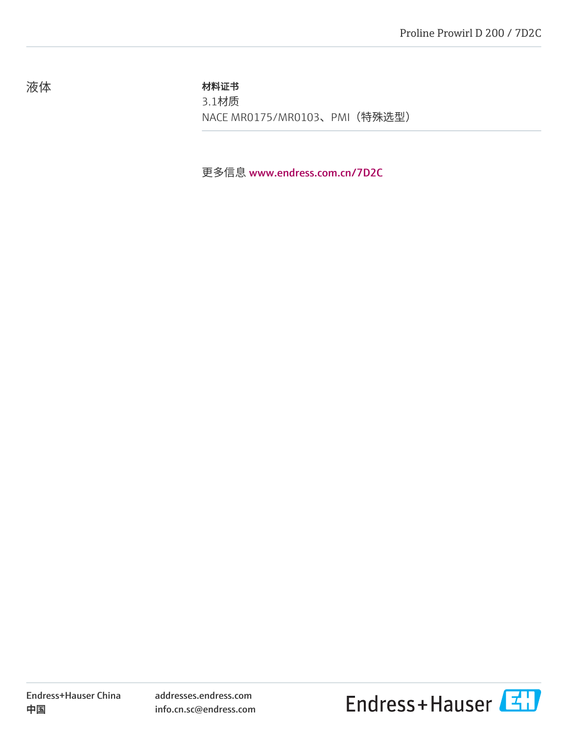液体

**材料证书**

3.1材质

NACE MR0175/MR0103、PMI（特殊选型）

更多信息 www.endress.com.cn/7D2C

Endress+Hauser China
中国

addresses.endress.com
info.cn.sc@endress.com

Endress+Hauser